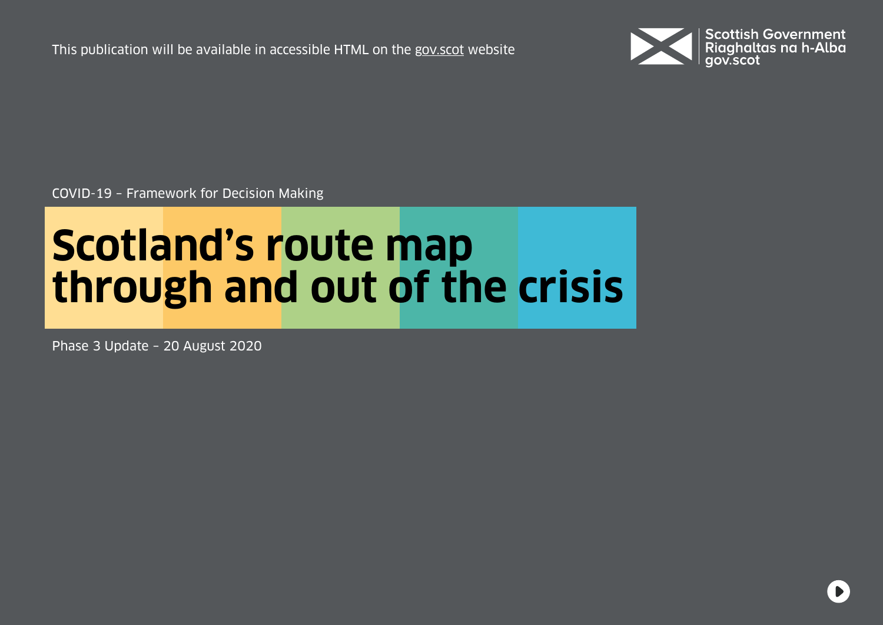This publication will be available in accessible HTML on the gov.scot website

Scottish Government
Riaghaltas na h-Alba
gov.scot

COVID-19 – Framework for Decision Making

# Scotland's route map through and out of the crisis

Phase 3 Update – 20 August 2020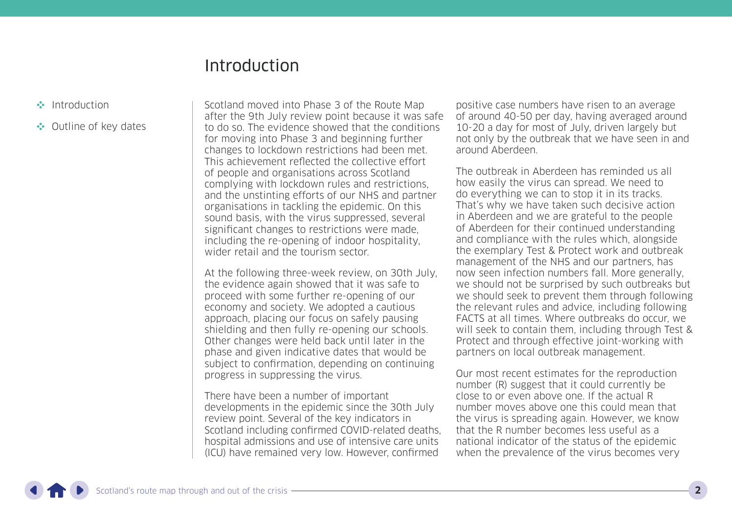# Introduction

Scotland moved into Phase 3 of the Route Map after the 9th July review point because it was safe to do so. The evidence showed that the conditions for moving into Phase 3 and beginning further changes to lockdown restrictions had been met. This achievement reflected the collective effort of people and organisations across Scotland complying with lockdown rules and restrictions, and the unstinting efforts of our NHS and partner organisations in tackling the epidemic. On this sound basis, with the virus suppressed, several significant changes to restrictions were made, including the re-opening of indoor hospitality, wider retail and the tourism sector.

At the following three-week review, on 30th July, the evidence again showed that it was safe to proceed with some further re-opening of our economy and society. We adopted a cautious approach, placing our focus on safely pausing shielding and then fully re-opening our schools. Other changes were held back until later in the phase and given indicative dates that would be subject to confirmation, depending on continuing progress in suppressing the virus.

There have been a number of important developments in the epidemic since the 30th July review point. Several of the key indicators in Scotland including confirmed COVID-related deaths, hospital admissions and use of intensive care units (ICU) have remained very low. However, confirmed positive case numbers have risen to an average of around 40-50 per day, having averaged around 10-20 a day for most of July, driven largely but not only by the outbreak that we have seen in and around Aberdeen.

The outbreak in Aberdeen has reminded us all how easily the virus can spread. We need to do everything we can to stop it in its tracks. That's why we have taken such decisive action in Aberdeen and we are grateful to the people of Aberdeen for their continued understanding and compliance with the rules which, alongside the exemplary Test & Protect work and outbreak management of the NHS and our partners, has now seen infection numbers fall. More generally, we should not be surprised by such outbreaks but we should seek to prevent them through following the relevant rules and advice, including following FACTS at all times. Where outbreaks do occur, we will seek to contain them, including through Test & Protect and through effective joint-working with partners on local outbreak management.

Our most recent estimates for the reproduction number (R) suggest that it could currently be close to or even above one. If the actual R number moves above one this could mean that the virus is spreading again. However, we know that the R number becomes less useful as a national indicator of the status of the epidemic when the prevalence of the virus becomes very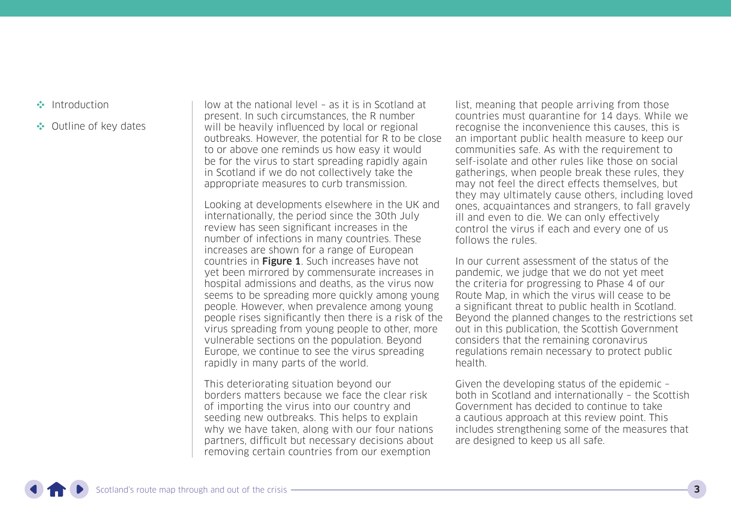low at the national level – as it is in Scotland at present. In such circumstances, the R number will be heavily influenced by local or regional outbreaks. However, the potential for R to be close to or above one reminds us how easy it would be for the virus to start spreading rapidly again in Scotland if we do not collectively take the appropriate measures to curb transmission.

Looking at developments elsewhere in the UK and internationally, the period since the 30th July review has seen significant increases in the number of infections in many countries. These increases are shown for a range of European countries in **Figure 1**. Such increases have not yet been mirrored by commensurate increases in hospital admissions and deaths, as the virus now seems to be spreading more quickly among young people. However, when prevalence among young people rises significantly then there is a risk of the virus spreading from young people to other, more vulnerable sections on the population. Beyond Europe, we continue to see the virus spreading rapidly in many parts of the world.

This deteriorating situation beyond our borders matters because we face the clear risk of importing the virus into our country and seeding new outbreaks. This helps to explain why we have taken, along with our four nations partners, difficult but necessary decisions about removing certain countries from our exemption list, meaning that people arriving from those countries must quarantine for 14 days. While we recognise the inconvenience this causes, this is an important public health measure to keep our communities safe. As with the requirement to self-isolate and other rules like those on social gatherings, when people break these rules, they may not feel the direct effects themselves, but they may ultimately cause others, including loved ones, acquaintances and strangers, to fall gravely ill and even to die. We can only effectively control the virus if each and every one of us follows the rules.

In our current assessment of the status of the pandemic, we judge that we do not yet meet the criteria for progressing to Phase 4 of our Route Map, in which the virus will cease to be a significant threat to public health in Scotland. Beyond the planned changes to the restrictions set out in this publication, the Scottish Government considers that the remaining coronavirus regulations remain necessary to protect public health.

Given the developing status of the epidemic – both in Scotland and internationally – the Scottish Government has decided to continue to take a cautious approach at this review point. This includes strengthening some of the measures that are designed to keep us all safe.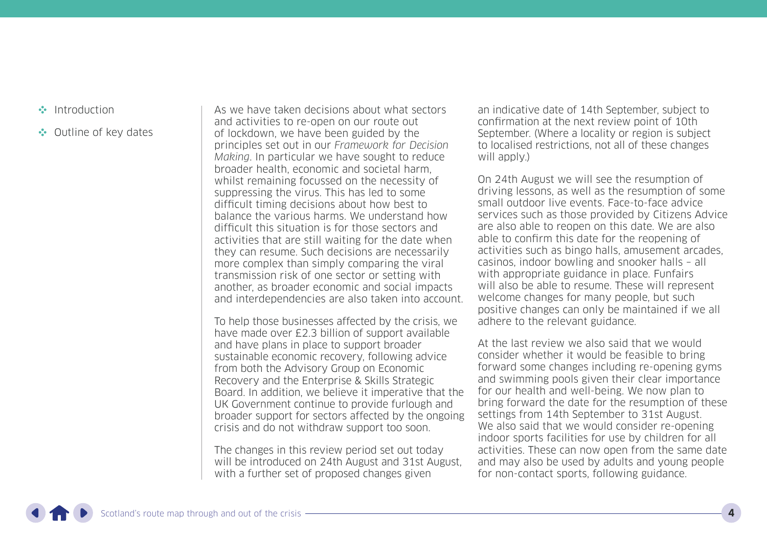As we have taken decisions about what sectors and activities to re-open on our route out of lockdown, we have been guided by the principles set out in our *Framework for Decision Making*. In particular we have sought to reduce broader health, economic and societal harm, whilst remaining focussed on the necessity of suppressing the virus. This has led to some difficult timing decisions about how best to balance the various harms. We understand how difficult this situation is for those sectors and activities that are still waiting for the date when they can resume. Such decisions are necessarily more complex than simply comparing the viral transmission risk of one sector or setting with another, as broader economic and social impacts and interdependencies are also taken into account.

To help those businesses affected by the crisis, we have made over £2.3 billion of support available and have plans in place to support broader sustainable economic recovery, following advice from both the Advisory Group on Economic Recovery and the Enterprise & Skills Strategic Board. In addition, we believe it imperative that the UK Government continue to provide furlough and broader support for sectors affected by the ongoing crisis and do not withdraw support too soon.

The changes in this review period set out today will be introduced on 24th August and 31st August, with a further set of proposed changes given an indicative date of 14th September, subject to confirmation at the next review point of 10th September. (Where a locality or region is subject to localised restrictions, not all of these changes will apply.)

On 24th August we will see the resumption of driving lessons, as well as the resumption of some small outdoor live events. Face-to-face advice services such as those provided by Citizens Advice are also able to reopen on this date. We are also able to confirm this date for the reopening of activities such as bingo halls, amusement arcades, casinos, indoor bowling and snooker halls – all with appropriate guidance in place. Funfairs will also be able to resume. These will represent welcome changes for many people, but such positive changes can only be maintained if we all adhere to the relevant guidance.

At the last review we also said that we would consider whether it would be feasible to bring forward some changes including re-opening gyms and swimming pools given their clear importance for our health and well-being. We now plan to bring forward the date for the resumption of these settings from 14th September to 31st August. We also said that we would consider re-opening indoor sports facilities for use by children for all activities. These can now open from the same date and may also be used by adults and young people for non-contact sports, following guidance.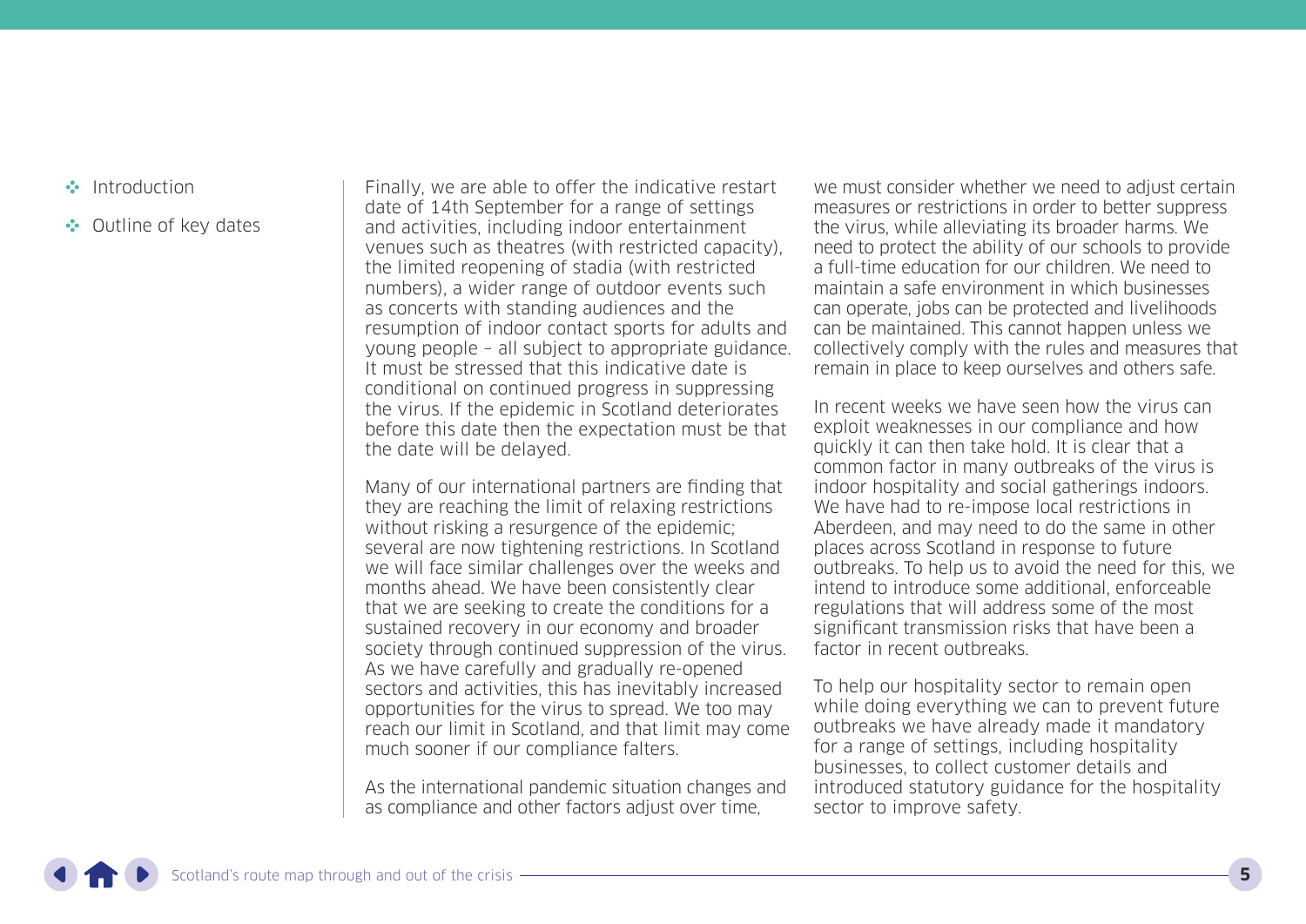Finally, we are able to offer the indicative restart date of 14th September for a range of settings and activities, including indoor entertainment venues such as theatres (with restricted capacity), the limited reopening of stadia (with restricted numbers), a wider range of outdoor events such as concerts with standing audiences and the resumption of indoor contact sports for adults and young people – all subject to appropriate guidance. It must be stressed that this indicative date is conditional on continued progress in suppressing the virus. If the epidemic in Scotland deteriorates before this date then the expectation must be that the date will be delayed.

Many of our international partners are finding that they are reaching the limit of relaxing restrictions without risking a resurgence of the epidemic; several are now tightening restrictions. In Scotland we will face similar challenges over the weeks and months ahead. We have been consistently clear that we are seeking to create the conditions for a sustained recovery in our economy and broader society through continued suppression of the virus. As we have carefully and gradually re-opened sectors and activities, this has inevitably increased opportunities for the virus to spread. We too may reach our limit in Scotland, and that limit may come much sooner if our compliance falters.

As the international pandemic situation changes and as compliance and other factors adjust over time, we must consider whether we need to adjust certain measures or restrictions in order to better suppress the virus, while alleviating its broader harms. We need to protect the ability of our schools to provide a full-time education for our children. We need to maintain a safe environment in which businesses can operate, jobs can be protected and livelihoods can be maintained. This cannot happen unless we collectively comply with the rules and measures that remain in place to keep ourselves and others safe.

In recent weeks we have seen how the virus can exploit weaknesses in our compliance and how quickly it can then take hold. It is clear that a common factor in many outbreaks of the virus is indoor hospitality and social gatherings indoors. We have had to re-impose local restrictions in Aberdeen, and may need to do the same in other places across Scotland in response to future outbreaks. To help us to avoid the need for this, we intend to introduce some additional, enforceable regulations that will address some of the most significant transmission risks that have been a factor in recent outbreaks.

To help our hospitality sector to remain open while doing everything we can to prevent future outbreaks we have already made it mandatory for a range of settings, including hospitality businesses, to collect customer details and introduced statutory guidance for the hospitality sector to improve safety.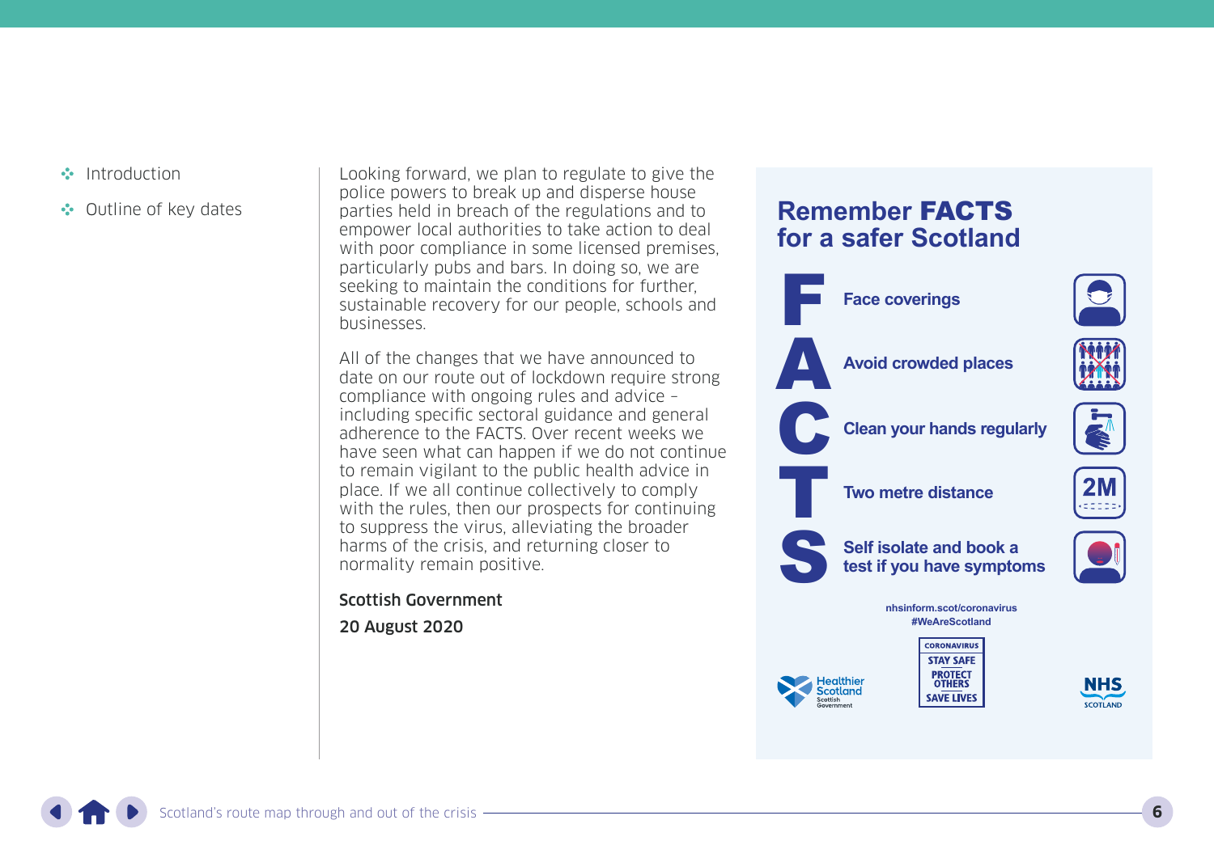- Introduction
- Outline of key dates

Looking forward, we plan to regulate to give the police powers to break up and disperse house parties held in breach of the regulations and to empower local authorities to take action to deal with poor compliance in some licensed premises, particularly pubs and bars. In doing so, we are seeking to maintain the conditions for further, sustainable recovery for our people, schools and businesses.

All of the changes that we have announced to date on our route out of lockdown require strong compliance with ongoing rules and advice – including specific sectoral guidance and general adherence to the FACTS. Over recent weeks we have seen what can happen if we do not continue to remain vigilant to the public health advice in place. If we all continue collectively to comply with the rules, then our prospects for continuing to suppress the virus, alleviating the broader harms of the crisis, and returning closer to normality remain positive.

**Scottish Government**

**20 August 2020**

## Remember **FACTS** for a safer Scotland

- **F** Face coverings
- **A** Avoid crowded places
- **C** Clean your hands regularly
- **T** Two metre distance
- **S** Self isolate and book a test if you have symptoms

nhsinform.scot/coronavirus
#WeAreScotland

Healthier Scotland
Scottish Government

CORONAVIRUS
STAY SAFE
PROTECT OTHERS
SAVE LIVES

NHS SCOTLAND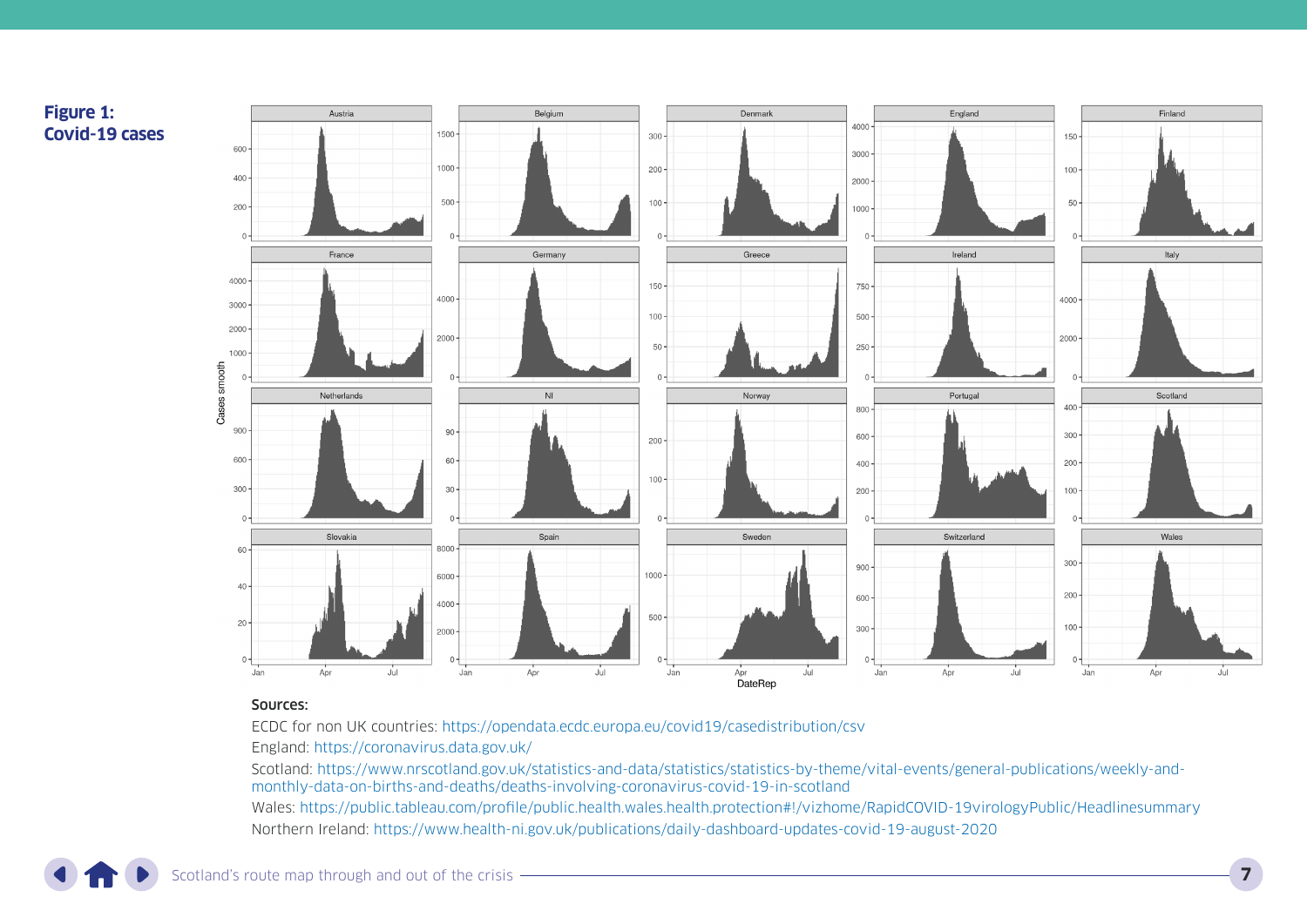**Figure 1: Covid-19 cases**

**Sources:**

ECDC for non UK countries: https://opendata.ecdc.europa.eu/covid19/casedistribution/csv

England: https://coronavirus.data.gov.uk/

Scotland: https://www.nrscotland.gov.uk/statistics-and-data/statistics/statistics-by-theme/vital-events/general-publications/weekly-and-monthly-data-on-births-and-deaths/deaths-involving-coronavirus-covid-19-in-scotland

Wales: https://public.tableau.com/profile/public.health.wales.health.protection#!/vizhome/RapidCOVID-19virologyPublic/Headlinesummary

Northern Ireland: https://www.health-ni.gov.uk/publications/daily-dashboard-updates-covid-19-august-2020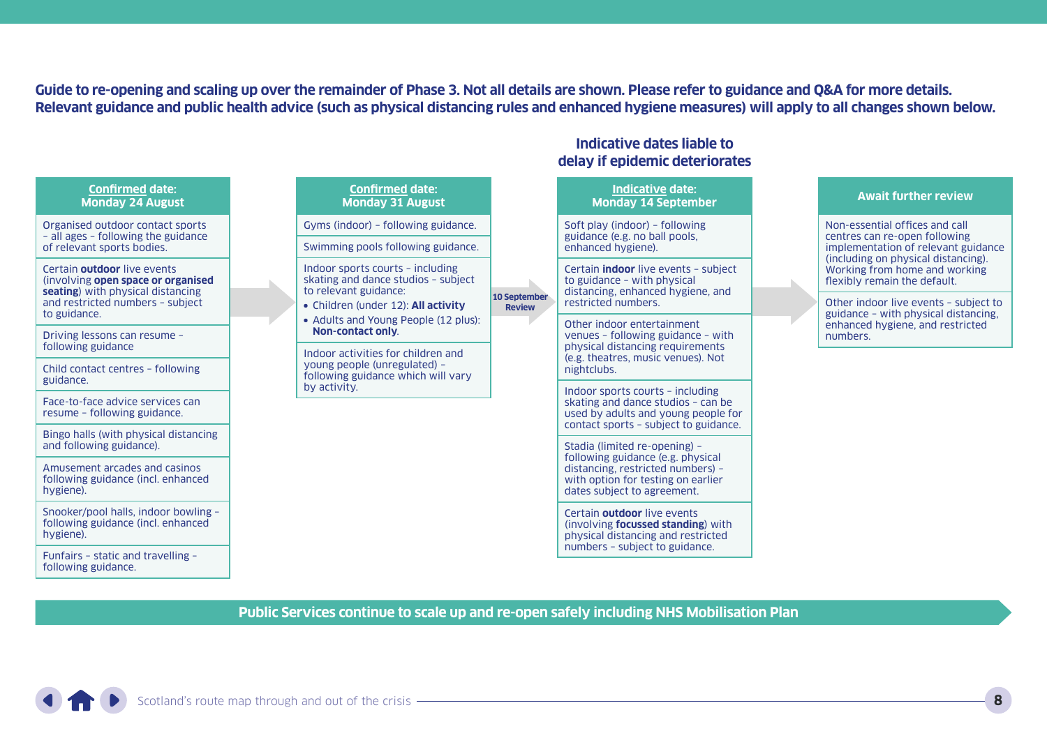**Guide to re-opening and scaling up over the remainder of Phase 3. Not all details are shown. Please refer to guidance and Q&A for more details. Relevant guidance and public health advice (such as physical distancing rules and enhanced hygiene measures) will apply to all changes shown below.**

## Confirmed date: Monday 24 August

- Organised outdoor contact sports – all ages – following the guidance of relevant sports bodies.
- Certain **outdoor** live events (involving **open space or organised seating**) with physical distancing and restricted numbers – subject to guidance.
- Driving lessons can resume – following guidance
- Child contact centres – following guidance.
- Face-to-face advice services can resume – following guidance.
- Bingo halls (with physical distancing and following guidance).
- Amusement arcades and casinos following guidance (incl. enhanced hygiene).
- Snooker/pool halls, indoor bowling – following guidance (incl. enhanced hygiene).
- Funfairs – static and travelling – following guidance.

## Confirmed date: Monday 31 August

- Gyms (indoor) – following guidance.
- Swimming pools following guidance.
- Indoor sports courts – including skating and dance studios – subject to relevant guidance:
  - Children (under 12): **All activity**
  - Adults and Young People (12 plus): **Non-contact only**.
- Indoor activities for children and young people (unregulated) – following guidance which will vary by activity.

**10 September Review**

## Indicative dates liable to delay if epidemic deteriorates

## Indicative date: Monday 14 September

- Soft play (indoor) – following guidance (e.g. no ball pools, enhanced hygiene).
- Certain **indoor** live events – subject to guidance – with physical distancing, enhanced hygiene, and restricted numbers.
- Other indoor entertainment venues – following guidance – with physical distancing requirements (e.g. theatres, music venues). Not nightclubs.
- Indoor sports courts – including skating and dance studios – can be used by adults and young people for contact sports – subject to guidance.
- Stadia (limited re-opening) – following guidance (e.g. physical distancing, restricted numbers) – with option for testing on earlier dates subject to agreement.
- Certain **outdoor** live events (involving **focussed standing**) with physical distancing and restricted numbers – subject to guidance.

## Await further review

- Non-essential offices and call centres can re-open following implementation of relevant guidance (including on physical distancing). Working from home and working flexibly remain the default.
- Other indoor live events – subject to guidance – with physical distancing, enhanced hygiene, and restricted numbers.

**Public Services continue to scale up and re-open safely including NHS Mobilisation Plan**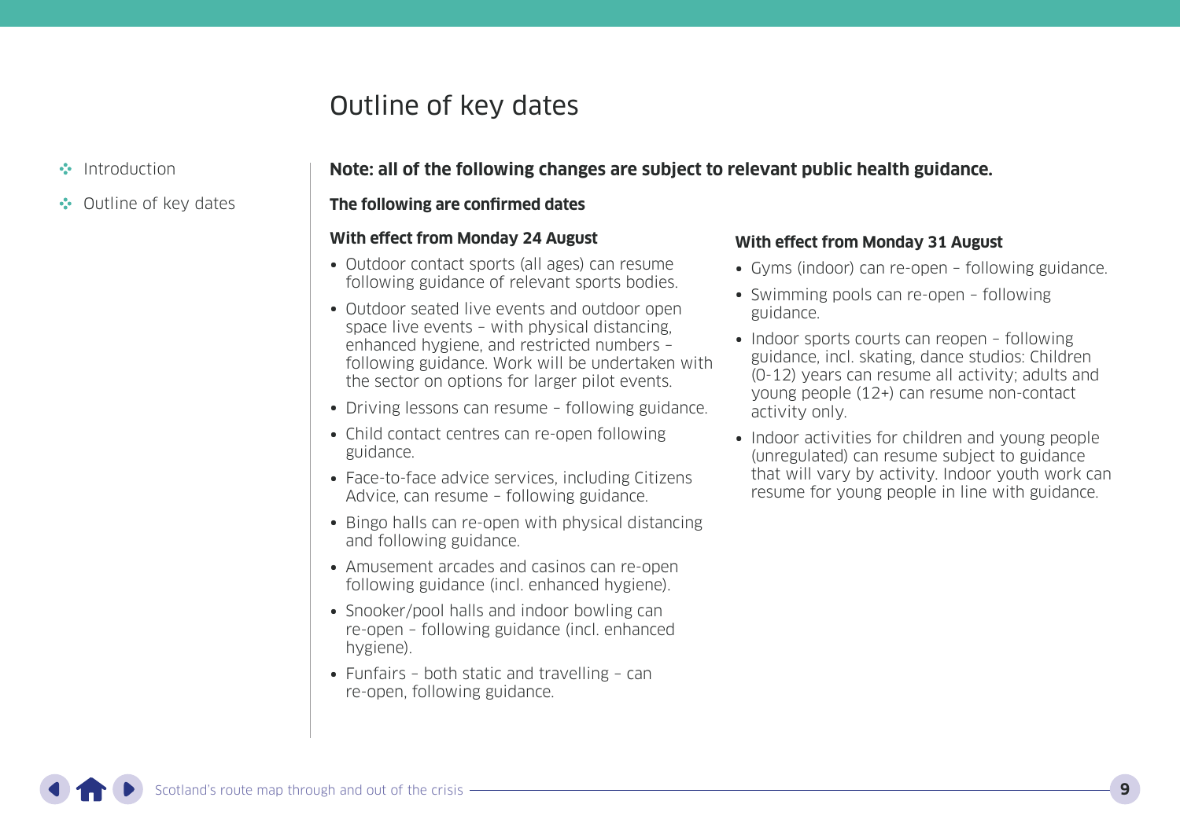# Outline of key dates

**Note: all of the following changes are subject to relevant public health guidance.**

**The following are confirmed dates**

**With effect from Monday 24 August**

- Outdoor contact sports (all ages) can resume following guidance of relevant sports bodies.
- Outdoor seated live events and outdoor open space live events – with physical distancing, enhanced hygiene, and restricted numbers – following guidance. Work will be undertaken with the sector on options for larger pilot events.
- Driving lessons can resume – following guidance.
- Child contact centres can re-open following guidance.
- Face-to-face advice services, including Citizens Advice, can resume – following guidance.
- Bingo halls can re-open with physical distancing and following guidance.
- Amusement arcades and casinos can re-open following guidance (incl. enhanced hygiene).
- Snooker/pool halls and indoor bowling can re-open – following guidance (incl. enhanced hygiene).
- Funfairs – both static and travelling – can re-open, following guidance.

**With effect from Monday 31 August**

- Gyms (indoor) can re-open – following guidance.
- Swimming pools can re-open – following guidance.
- Indoor sports courts can reopen – following guidance, incl. skating, dance studios: Children (0-12) years can resume all activity; adults and young people (12+) can resume non-contact activity only.
- Indoor activities for children and young people (unregulated) can resume subject to guidance that will vary by activity. Indoor youth work can resume for young people in line with guidance.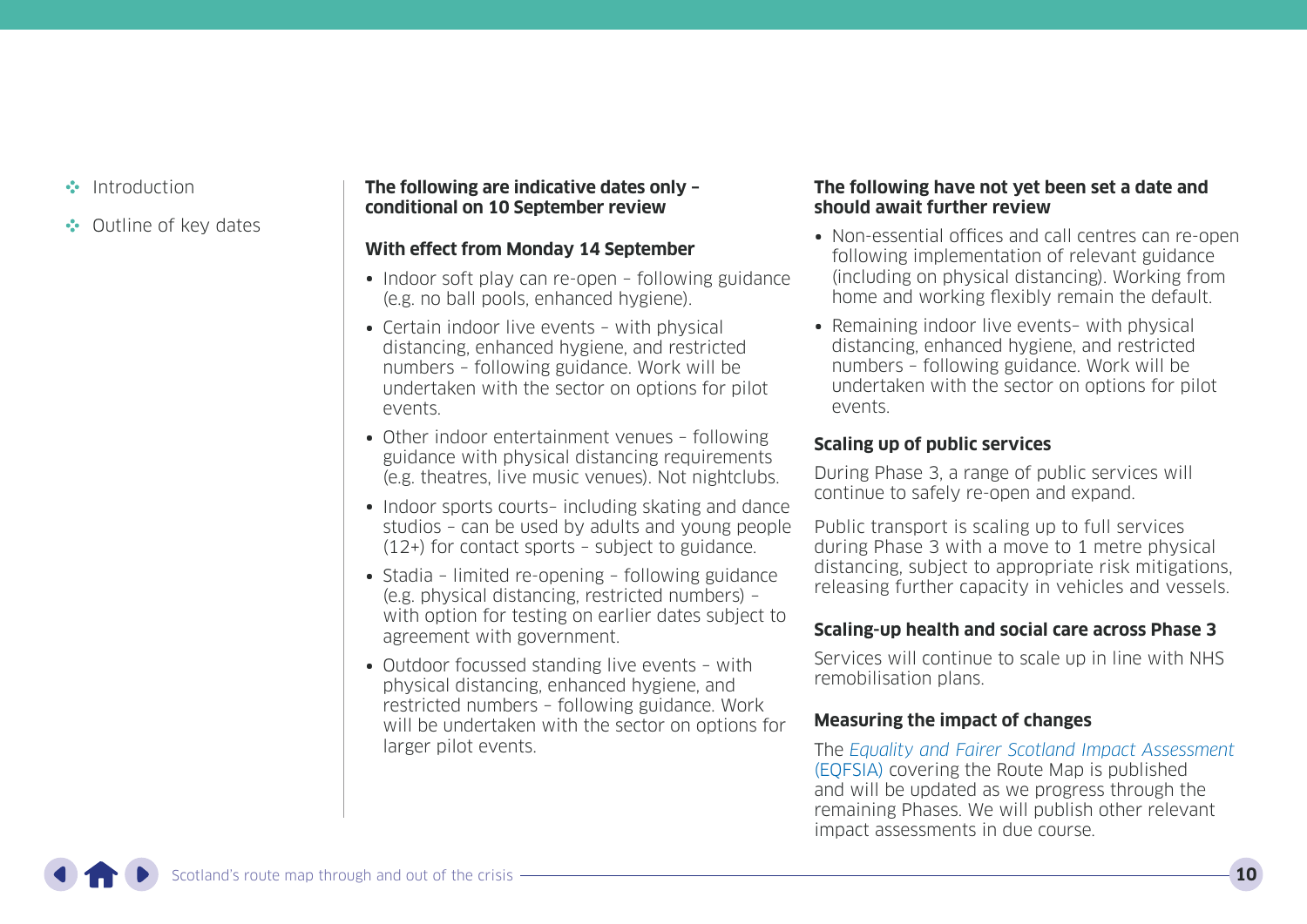**The following are indicative dates only – conditional on 10 September review**

**With effect from Monday 14 September**

- Indoor soft play can re-open – following guidance (e.g. no ball pools, enhanced hygiene).
- Certain indoor live events – with physical distancing, enhanced hygiene, and restricted numbers – following guidance. Work will be undertaken with the sector on options for pilot events.
- Other indoor entertainment venues – following guidance with physical distancing requirements (e.g. theatres, live music venues). Not nightclubs.
- Indoor sports courts– including skating and dance studios – can be used by adults and young people (12+) for contact sports – subject to guidance.
- Stadia – limited re-opening – following guidance (e.g. physical distancing, restricted numbers) – with option for testing on earlier dates subject to agreement with government.
- Outdoor focussed standing live events – with physical distancing, enhanced hygiene, and restricted numbers – following guidance. Work will be undertaken with the sector on options for larger pilot events.

**The following have not yet been set a date and should await further review**

- Non-essential offices and call centres can re-open following implementation of relevant guidance (including on physical distancing). Working from home and working flexibly remain the default.
- Remaining indoor live events– with physical distancing, enhanced hygiene, and restricted numbers – following guidance. Work will be undertaken with the sector on options for pilot events.

### Scaling up of public services

During Phase 3, a range of public services will continue to safely re-open and expand.

Public transport is scaling up to full services during Phase 3 with a move to 1 metre physical distancing, subject to appropriate risk mitigations, releasing further capacity in vehicles and vessels.

### Scaling-up health and social care across Phase 3

Services will continue to scale up in line with NHS remobilisation plans.

### Measuring the impact of changes

The *Equality and Fairer Scotland Impact Assessment* (EQFSIA) covering the Route Map is published and will be updated as we progress through the remaining Phases. We will publish other relevant impact assessments in due course.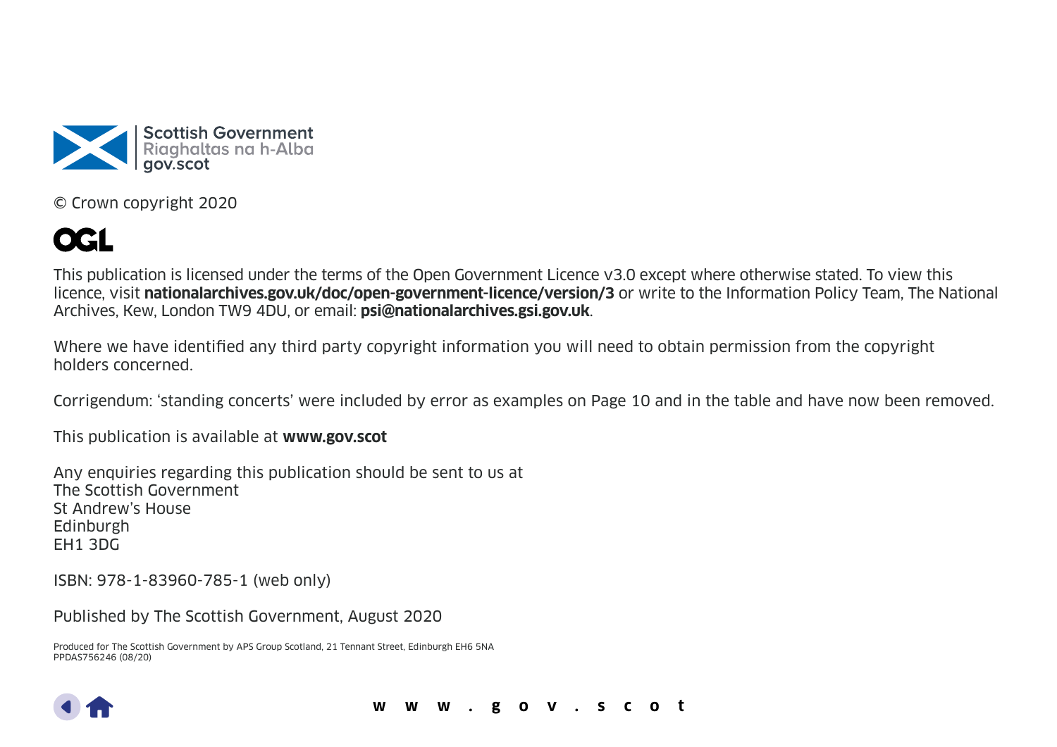Scottish Government
Riaghaltas na h-Alba
gov.scot

© Crown copyright 2020

OGL

This publication is licensed under the terms of the Open Government Licence v3.0 except where otherwise stated. To view this licence, visit **nationalarchives.gov.uk/doc/open-government-licence/version/3** or write to the Information Policy Team, The National Archives, Kew, London TW9 4DU, or email: **psi@nationalarchives.gsi.gov.uk**.

Where we have identified any third party copyright information you will need to obtain permission from the copyright holders concerned.

Corrigendum: 'standing concerts' were included by error as examples on Page 10 and in the table and have now been removed.

This publication is available at **www.gov.scot**

Any enquiries regarding this publication should be sent to us at
The Scottish Government
St Andrew's House
Edinburgh
EH1 3DG

ISBN: 978-1-83960-785-1 (web only)

Published by The Scottish Government, August 2020

Produced for The Scottish Government by APS Group Scotland, 21 Tennant Street, Edinburgh EH6 5NA
PPDAS756246 (08/20)

**w w w . g o v . s c o t**